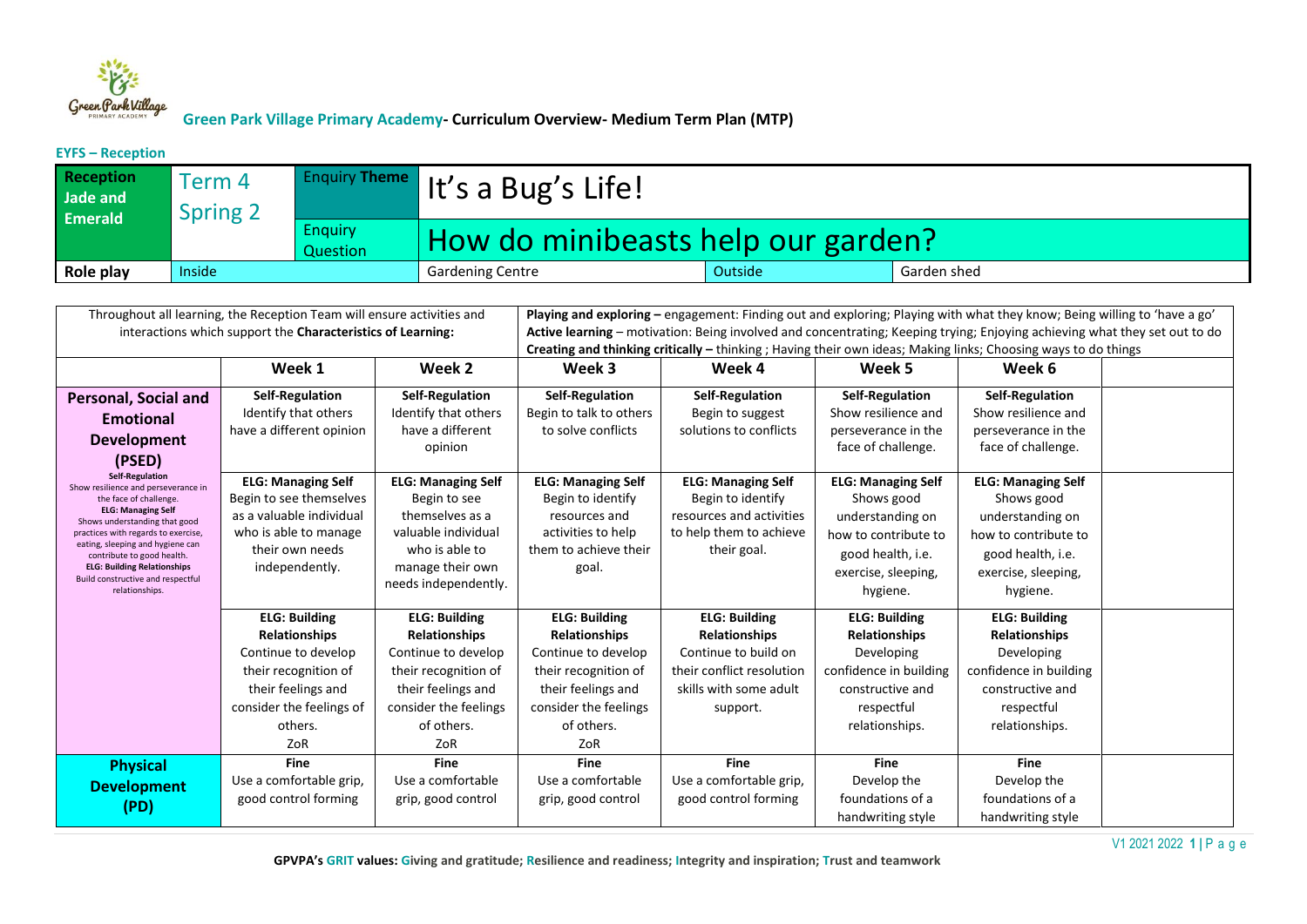**Green Park Village Primary Academy- Curriculum Overview- Medium Term Plan (MTP)**

**EYFS – Reception**

| **Reception Jade and Emerald** | Term 4 Spring 2 | Enquiry **Theme** | It's a Bug's Life! | | |
|---|---|---|---|---|---|
| | | Enquiry Question | How do minibeasts help our garden? | | |
| **Role play** | Inside | | Gardening Centre | Outside | Garden shed |

| Throughout all learning, the Reception Team will ensure activities and interactions which support the **Characteristics of Learning:** | | | **Playing and exploring** – engagement: Finding out and exploring; Playing with what they know; Being willing to 'have a go' **Active learning** – motivation: Being involved and concentrating; Keeping trying; Enjoying achieving what they set out to do **Creating and thinking critically** – thinking ; Having their own ideas; Making links; Choosing ways to do things | | | | |
|---|---|---|---|---|---|---|---|
| | **Week 1** | **Week 2** | **Week 3** | **Week 4** | **Week 5** | **Week 6** | |
| **Personal, Social and Emotional Development (PSED)** **Self-Regulation** Show resilience and perseverance in the face of challenge. **ELG: Managing Self** Shows understanding that good practices with regards to exercise, eating, sleeping and hygiene can contribute to good health. **ELG: Building Relationships** Build constructive and respectful relationships. | **Self-Regulation** Identify that others have a different opinion | **Self-Regulation** Identify that others have a different opinion | **Self-Regulation** Begin to talk to others to solve conflicts | **Self-Regulation** Begin to suggest solutions to conflicts | **Self-Regulation** Show resilience and perseverance in the face of challenge. | **Self-Regulation** Show resilience and perseverance in the face of challenge. | |
| | **ELG: Managing Self** Begin to see themselves as a valuable individual who is able to manage their own needs independently. | **ELG: Managing Self** Begin to see themselves as a valuable individual who is able to manage their own needs independently. | **ELG: Managing Self** Begin to identify resources and activities to help them to achieve their goal. | **ELG: Managing Self** Begin to identify resources and activities to help them to achieve their goal. | **ELG: Managing Self** Shows good understanding on how to contribute to good health, i.e. exercise, sleeping, hygiene. | **ELG: Managing Self** Shows good understanding on how to contribute to good health, i.e. exercise, sleeping, hygiene. | |
| | **ELG: Building Relationships** Continue to develop their recognition of their feelings and consider the feelings of others. ZoR | **ELG: Building Relationships** Continue to develop their recognition of their feelings and consider the feelings of others. ZoR | **ELG: Building Relationships** Continue to develop their recognition of their feelings and consider the feelings of others. ZoR | **ELG: Building Relationships** Continue to build on their conflict resolution skills with some adult support. | **ELG: Building Relationships** Developing confidence in building constructive and respectful relationships. | **ELG: Building Relationships** Developing confidence in building constructive and respectful relationships. | |
| **Physical Development (PD)** | **Fine** Use a comfortable grip, good control forming | **Fine** Use a comfortable grip, good control | **Fine** Use a comfortable grip, good control | **Fine** Use a comfortable grip, good control forming | **Fine** Develop the foundations of a handwriting style | **Fine** Develop the foundations of a handwriting style | |

**GPVPA's GRIT values: Giving and gratitude; Resilience and readiness; Integrity and inspiration; Trust and teamwork**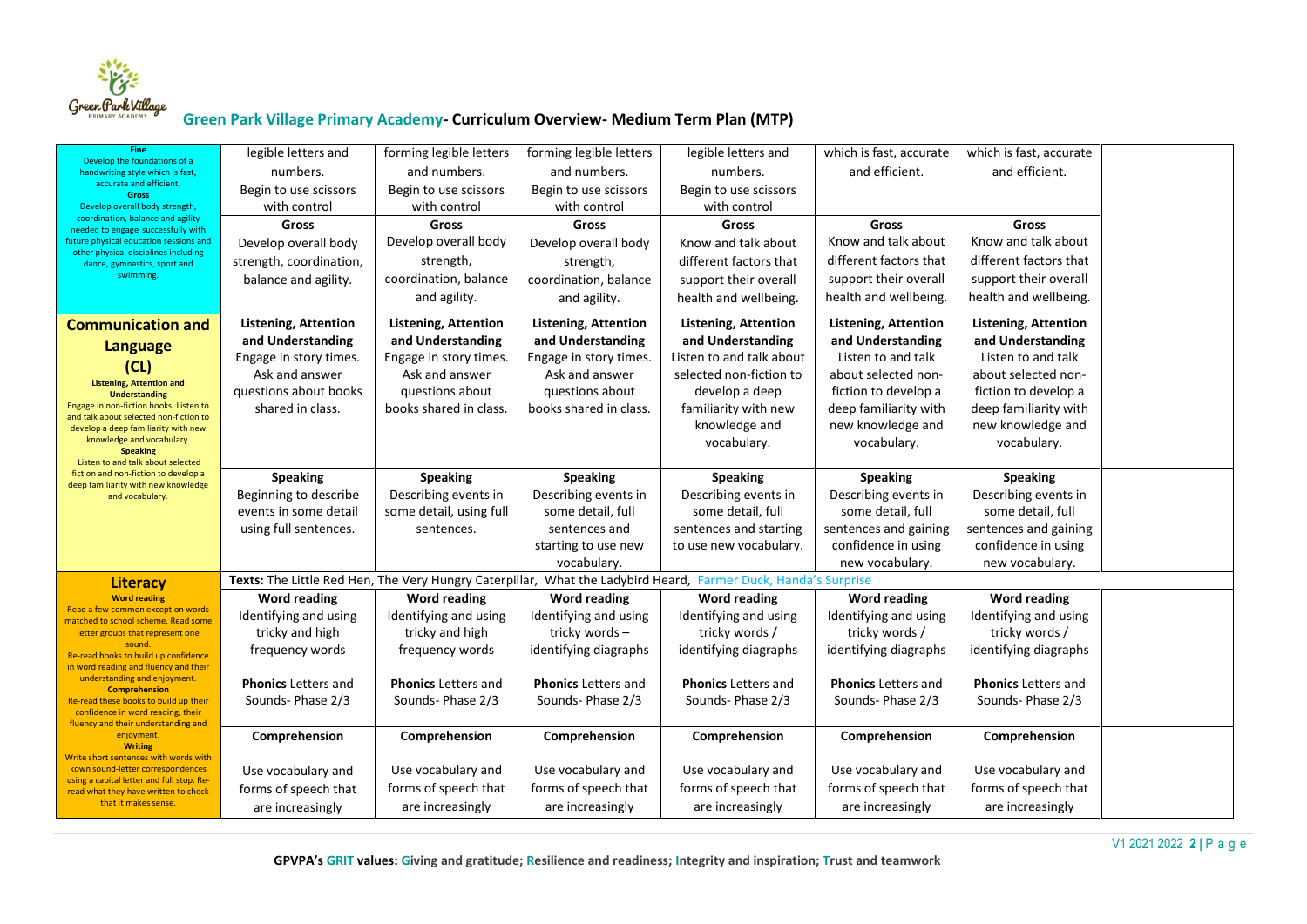# Green Park Village Primary Academy- Curriculum Overview- Medium Term Plan (MTP)

| | | | | | | | |
|---|---|---|---|---|---|---|---|
| **Fine** Develop the foundations of a handwriting style which is fast, accurate and efficient. **Gross** Develop overall body strength, coordination, balance and agility needed to engage successfully with future physical education sessions and other physical disciplines including dance, gymnastics, sport and swimming. | legible letters and numbers. Begin to use scissors with control<br><br>**Gross**<br>Develop overall body strength, coordination, balance and agility. | forming legible letters and numbers. Begin to use scissors with control<br><br>**Gross**<br>Develop overall body strength, coordination, balance and agility. | forming legible letters and numbers. Begin to use scissors with control<br><br>**Gross**<br>Develop overall body strength, coordination, balance and agility. | legible letters and numbers. Begin to use scissors with control<br><br>**Gross**<br>Know and talk about different factors that support their overall health and wellbeing. | which is fast, accurate and efficient.<br><br>**Gross**<br>Know and talk about different factors that support their overall health and wellbeing. | which is fast, accurate and efficient.<br><br>**Gross**<br>Know and talk about different factors that support their overall health and wellbeing. | |
| **Communication and Language (CL)** **Listening, Attention and Understanding** Engage in non-fiction books. Listen to and talk about selected non-fiction to develop a deep familiarity with new knowledge and vocabulary. **Speaking** Listen to and talk about selected fiction and non-fiction to develop a deep familiarity with new knowledge and vocabulary. | **Listening, Attention and Understanding**<br>Engage in story times. Ask and answer questions about books shared in class.<br><br>**Speaking**<br>Beginning to describe events in some detail using full sentences. | **Listening, Attention and Understanding**<br>Engage in story times. Ask and answer questions about books shared in class.<br><br>**Speaking**<br>Describing events in some detail, using full sentences. | **Listening, Attention and Understanding**<br>Engage in story times. Ask and answer questions about books shared in class.<br><br>**Speaking**<br>Describing events in some detail, full sentences and starting to use new vocabulary. | **Listening, Attention and Understanding**<br>Listen to and talk about selected non-fiction to develop a deep familiarity with new knowledge and vocabulary.<br><br>**Speaking**<br>Describing events in some detail, full sentences and starting to use new vocabulary. | **Listening, Attention and Understanding**<br>Listen to and talk about selected non-fiction to develop a deep familiarity with new knowledge and vocabulary.<br><br>**Speaking**<br>Describing events in some detail, full sentences and gaining confidence in using new vocabulary. | **Listening, Attention and Understanding**<br>Listen to and talk about selected non-fiction to develop a deep familiarity with new knowledge and vocabulary.<br><br>**Speaking**<br>Describing events in some detail, full sentences and gaining confidence in using new vocabulary. | |
| **Literacy** **Word reading** Read a few common exception words matched to school scheme. Read some letter groups that represent one sound. Re-read books to build up confidence in word reading and fluency and their understanding and enjoyment. **Comprehension** Re-read these books to build up their confidence in word reading, their fluency and their understanding and enjoyment. **Writing** Write short sentences with words with known sound-letter correspondences using a capital letter and full stop. Re-read what they have written to check that it makes sense. | **Texts:** The Little Red Hen, The Very Hungry Caterpillar, What the Ladybird Heard, Farmer Duck, Handa's Surprise | | | | | | |
| | **Word reading**<br>Identifying and using tricky and high frequency words<br><br>**Phonics** Letters and Sounds- Phase 2/3<br><br>**Comprehension**<br><br>Use vocabulary and forms of speech that are increasingly | **Word reading**<br>Identifying and using tricky and high frequency words<br><br>**Phonics** Letters and Sounds- Phase 2/3<br><br>**Comprehension**<br><br>Use vocabulary and forms of speech that are increasingly | **Word reading**<br>Identifying and using tricky words – identifying diagraphs<br><br>**Phonics** Letters and Sounds- Phase 2/3<br><br>**Comprehension**<br><br>Use vocabulary and forms of speech that are increasingly | **Word reading**<br>Identifying and using tricky words / identifying diagraphs<br><br>**Phonics** Letters and Sounds- Phase 2/3<br><br>**Comprehension**<br><br>Use vocabulary and forms of speech that are increasingly | **Word reading**<br>Identifying and using tricky words / identifying diagraphs<br><br>**Phonics** Letters and Sounds- Phase 2/3<br><br>**Comprehension**<br><br>Use vocabulary and forms of speech that are increasingly | **Word reading**<br>Identifying and using tricky words / identifying diagraphs<br><br>**Phonics** Letters and Sounds- Phase 2/3<br><br>**Comprehension**<br><br>Use vocabulary and forms of speech that are increasingly | |

GPVPA's GRIT values: Giving and gratitude; Resilience and readiness; Integrity and inspiration; Trust and teamwork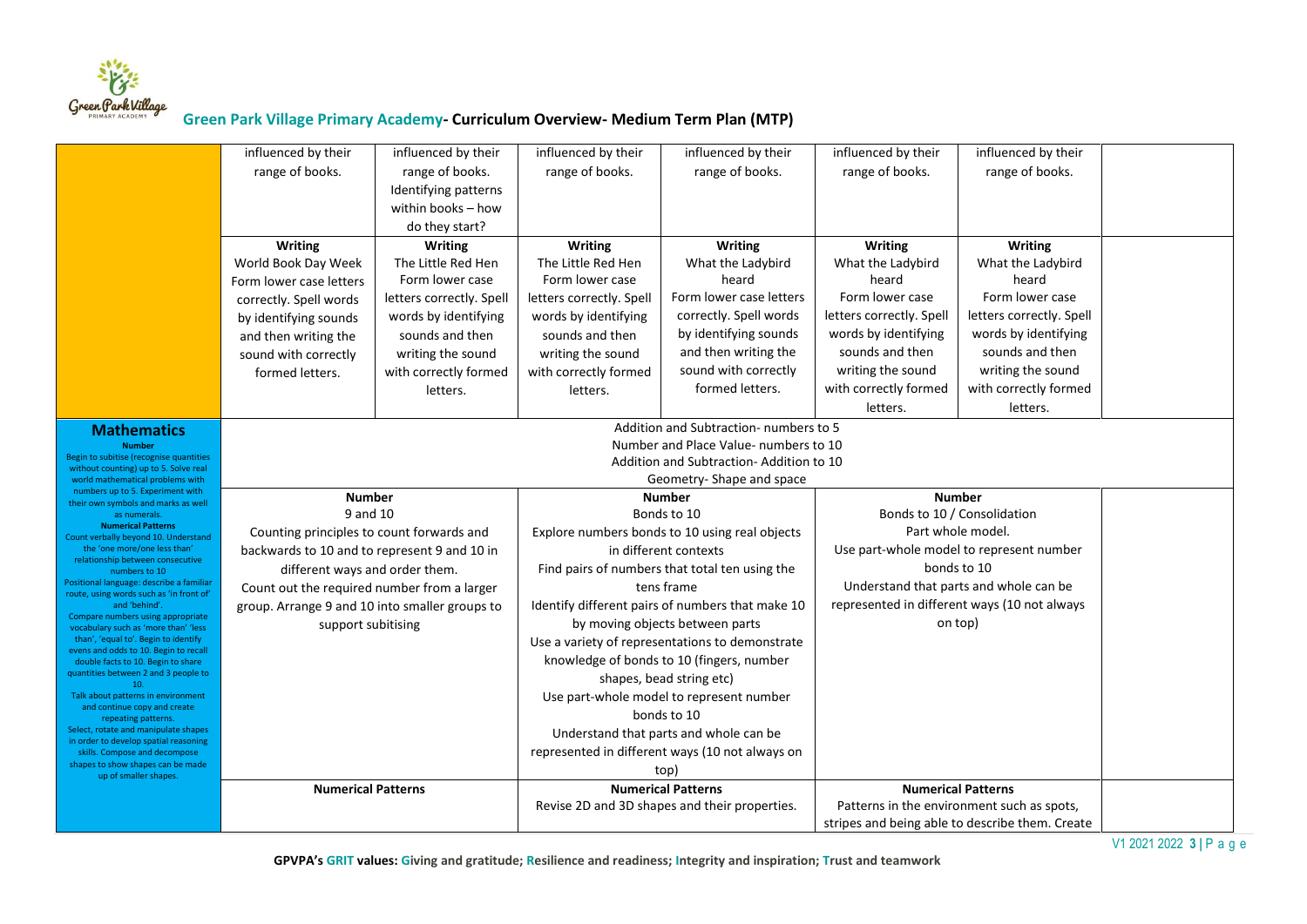| | | | | | | | |
|---|---|---|---|---|---|---|---|
| | influenced by their range of books. | influenced by their range of books. Identifying patterns within books – how do they start? | influenced by their range of books. | influenced by their range of books. | influenced by their range of books. | influenced by their range of books. | |
| | **Writing** World Book Day Week Form lower case letters correctly. Spell words by identifying sounds and then writing the sound with correctly formed letters. | **Writing** The Little Red Hen Form lower case letters correctly. Spell words by identifying sounds and then writing the sound with correctly formed letters. | **Writing** The Little Red Hen Form lower case letters correctly. Spell words by identifying sounds and then writing the sound with correctly formed letters. | **Writing** What the Ladybird heard Form lower case letters correctly. Spell words by identifying sounds and then writing the sound with correctly formed letters. | **Writing** What the Ladybird heard Form lower case letters correctly. Spell words by identifying sounds and then writing the sound with correctly formed letters. | **Writing** What the Ladybird heard Form lower case letters correctly. Spell words by identifying sounds and then writing the sound with correctly formed letters. | |
| **Mathematics** **Number** Begin to subitise (recognise quantities without counting) up to 5. Solve real world mathematical problems with numbers up to 5. Experiment with their own symbols and marks as well as numerals. **Numerical Patterns** Count verbally beyond 10. Understand the 'one more/one less than' relationship between consecutive numbers to 10 Positional language: describe a familiar route, using words such as 'in front of' and 'behind'. Compare numbers using appropriate vocabulary such as 'more than' 'less than', 'equal to'. Begin to identify evens and odds to 10. Begin to recall double facts to 10. Begin to share quantities between 2 and 3 people to 10. Talk about patterns in environment and continue copy and create repeating patterns. Select, rotate and manipulate shapes in order to develop spatial reasoning skills. Compose and decompose shapes to show shapes can be made up of smaller shapes. | Addition and Subtraction- numbers to 5 Number and Place Value- numbers to 10 Addition and Subtraction- Addition to 10 Geometry- Shape and space | | | | | | |
| | **Number** 9 and 10 Counting principles to count forwards and backwards to 10 and to represent 9 and 10 in different ways and order them. Count out the required number from a larger group. Arrange 9 and 10 into smaller groups to support subitising | | **Number** Bonds to 10 Explore numbers bonds to 10 using real objects in different contexts Find pairs of numbers that total ten using the tens frame Identify different pairs of numbers that make 10 by moving objects between parts Use a variety of representations to demonstrate knowledge of bonds to 10 (fingers, number shapes, bead string etc) Use part-whole model to represent number bonds to 10 Understand that parts and whole can be represented in different ways (10 not always on top) | | **Number** Bonds to 10 / Consolidation Part whole model. Use part-whole model to represent number bonds to 10 Understand that parts and whole can be represented in different ways (10 not always on top) | | |
| | **Numerical Patterns** | | **Numerical Patterns** Revise 2D and 3D shapes and their properties. | | **Numerical Patterns** Patterns in the environment such as spots, stripes and being able to describe them. Create | | |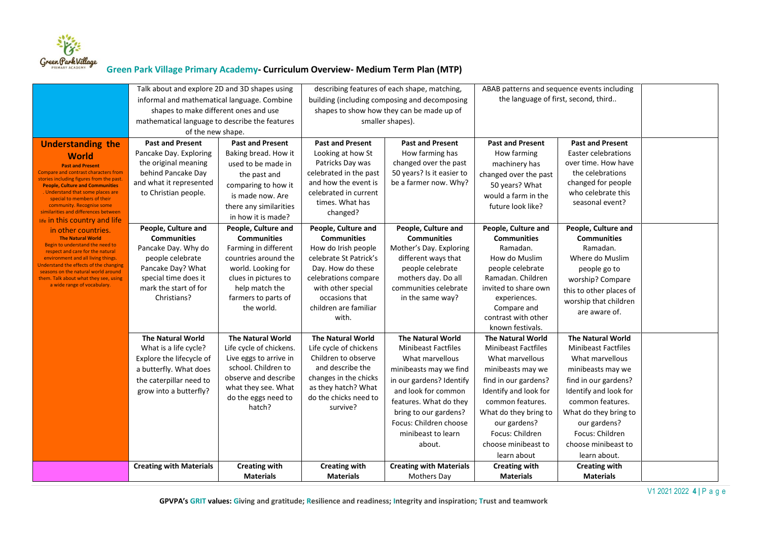## Green Park Village Primary Academy- Curriculum Overview- Medium Term Plan (MTP)

| | | | | | | | |
|---|---|---|---|---|---|---|---|
| | Talk about and explore 2D and 3D shapes using informal and mathematical language. Combine shapes to make different ones and use mathematical language to describe the features of the new shape. | | describing features of each shape, matching, building (including composing and decomposing shapes to show how they can be made up of smaller shapes). | | ABAB patterns and sequence events including the language of first, second, third.. | | |
| **Understanding the World**<br>**Past and Present**<br>Compare and contrast characters from stories including figures from the past.<br>**People, Culture and Communities**<br>. Understand that some places are special to members of their community. Recognise some similarities and differences between life in this country and life in other countries.<br>**The Natural World**<br>Begin to understand the need to respect and care for the natural environment and all living things. Understand the effects of the changing seasons on the natural world around them. Talk about what they see, using a wide range of vocabulary. | **Past and Present**<br>Pancake Day. Exploring the original meaning behind Pancake Day and what it represented to Christian people. | **Past and Present**<br>Baking bread. How it used to be made in the past and comparing to how it is made now. Are there any similarities in how it is made? | **Past and Present**<br>Looking at how St Patricks Day was celebrated in the past and how the event is celebrated in current times. What has changed? | **Past and Present**<br>How farming has changed over the past 50 years? Is it easier to be a farmer now. Why? | **Past and Present**<br>How farming machinery has changed over the past 50 years? What would a farm in the future look like? | **Past and Present**<br>Easter celebrations over time. How have the celebrations changed for people who celebrate this seasonal event? | |
| | **People, Culture and Communities**<br>Pancake Day. Why do people celebrate Pancake Day? What special time does it mark the start of for Christians? | **People, Culture and Communities**<br>Farming in different countries around the world. Looking for clues in pictures to help match the farmers to parts of the world. | **People, Culture and Communities**<br>How do Irish people celebrate St Patrick's Day. How do these celebrations compare with other special occasions that children are familiar with. | **People, Culture and Communities**<br>Mother's Day. Exploring different ways that people celebrate mothers day. Do all communities celebrate in the same way? | **People, Culture and Communities**<br>Ramadan.<br>How do Muslim people celebrate Ramadan. Children invited to share own experiences. Compare and contrast with other known festivals. | **People, Culture and Communities**<br>Ramadan.<br>Where do Muslim people go to worship? Compare this to other places of worship that children are aware of. | |
| | **The Natural World**<br>What is a life cycle? Explore the lifecycle of a butterfly. What does the caterpillar need to grow into a butterfly? | **The Natural World**<br>Life cycle of chickens. Live eggs to arrive in school. Children to observe and describe what they see. What do the eggs need to hatch? | **The Natural World**<br>Life cycle of chickens Children to observe and describe the changes in the chicks as they hatch? What do the chicks need to survive? | **The Natural World**<br>Minibeast Factfiles<br>What marvellous minibeasts may we find in our gardens? Identify and look for common features. What do they bring to our gardens? Focus: Children choose minibeast to learn about. | **The Natural World**<br>Minibeast Factfiles<br>What marvellous minibeasts may we find in our gardens? Identify and look for common features. What do they bring to our gardens? Focus: Children choose minibeast to learn about | **The Natural World**<br>Minibeast Factfiles<br>What marvellous minibeasts may we find in our gardens? Identify and look for common features. What do they bring to our gardens? Focus: Children choose minibeast to learn about. | |
| | **Creating with Materials** | **Creating with Materials** | **Creating with Materials** | **Creating with Materials**<br>Mothers Day | **Creating with Materials** | **Creating with Materials** | |

GPVPA's GRIT values: Giving and gratitude; Resilience and readiness; Integrity and inspiration; Trust and teamwork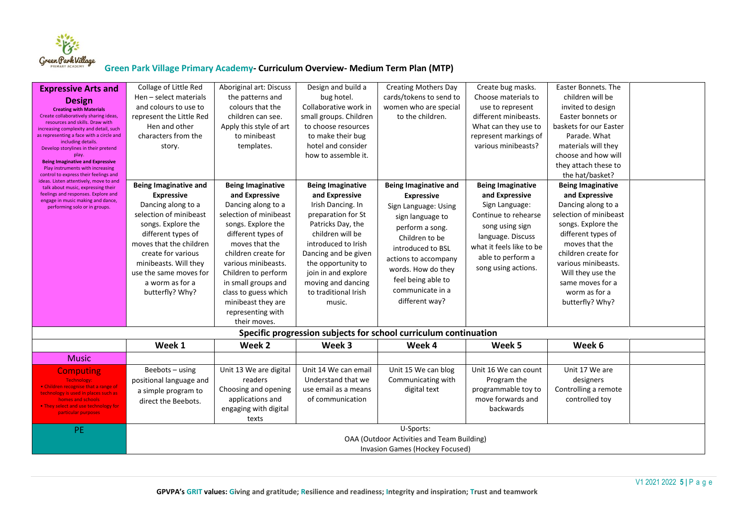## Green Park Village Primary Academy- Curriculum Overview- Medium Term Plan (MTP)

| **Expressive Arts and Design**<br>**Creating with Materials**<br>Create collaboratively sharing ideas, resources and skills. Draw with increasing complexity and detail, such as representing a face with a circle and including details.<br>Develop storylines in their pretend play.<br>**Being Imaginative and Expressive**<br>Play instruments with increasing control to express their feelings and ideas. Listen attentively, move to and talk about music, expressing their feelings and responses. Explore and engage in music making and dance, performing solo or in groups. | Collage of Little Red Hen – select materials and colours to use to represent the Little Red Hen and other characters from the story.<br><br>**Being Imaginative and Expressive**<br>Dancing along to a selection of minibeast songs. Explore the different types of moves that the children create for various minibeasts. Will they use the same moves for a worm as for a butterfly? Why? | Aboriginal art: Discuss the patterns and colours that the children can see. Apply this style of art to minibeast templates.<br><br>**Being Imaginative and Expressive**<br>Dancing along to a selection of minibeast songs. Explore the different types of moves that the children create for various minibeasts. Children to perform in small groups and class to guess which minibeast they are representing with their moves. | Design and build a bug hotel. Collaborative work in small groups. Children to choose resources to make their bug hotel and consider how to assemble it.<br><br>**Being Imaginative and Expressive**<br>Irish Dancing. In preparation for St Patricks Day, the children will be introduced to Irish Dancing and be given the opportunity to join in and explore moving and dancing to traditional Irish music. | Creating Mothers Day cards/tokens to send to women who are special to the children.<br><br>**Being Imaginative and Expressive**<br>Sign Language: Using sign language to perform a song. Children to be introduced to BSL actions to accompany words. How do they feel being able to communicate in a different way? | Create bug masks. Choose materials to use to represent different minibeasts. What can they use to represent markings of various minibeasts?<br><br>**Being Imaginative and Expressive**<br>Sign Language: Continue to rehearse song using sign language. Discuss what it feels like to be able to perform a song using actions. | Easter Bonnets. The children will be invited to design Easter bonnets or baskets for our Easter Parade. What materials will they choose and how will they attach these to the hat/basket?<br><br>**Being Imaginative and Expressive**<br>Dancing along to a selection of minibeast songs. Explore the different types of moves that the children create for various minibeasts. Will they use the same moves for a worm as for a butterfly? Why? | |
|---|---|---|---|---|---|---|---|
| **Specific progression subjects for school curriculum continuation** | | | | | | | |
| | **Week 1** | **Week 2** | **Week 3** | **Week 4** | **Week 5** | **Week 6** | |
| Music | | | | | | | |
| Computing<br>Technology:<br>• Children recognise that a range of technology is used in places such as homes and schools<br>• They select and use technology for particular purposes | Beebots – using positional language and a simple program to direct the Beebots. | Unit 13 We are digital readers<br>Choosing and opening applications and engaging with digital texts | Unit 14 We can email<br>Understand that we use email as a means of communication | Unit 15 We can blog<br>Communicating with digital text | Unit 16 We can count<br>Program the programmable toy to move forwards and backwards | Unit 17 We are designers<br>Controlling a remote controlled toy | |
| PE | U-Sports:<br>OAA (Outdoor Activities and Team Building)<br>Invasion Games (Hockey Focused) | | | | | | |

**GPVPA's GRIT values: Giving and gratitude; Resilience and readiness; Integrity and inspiration; Trust and teamwork**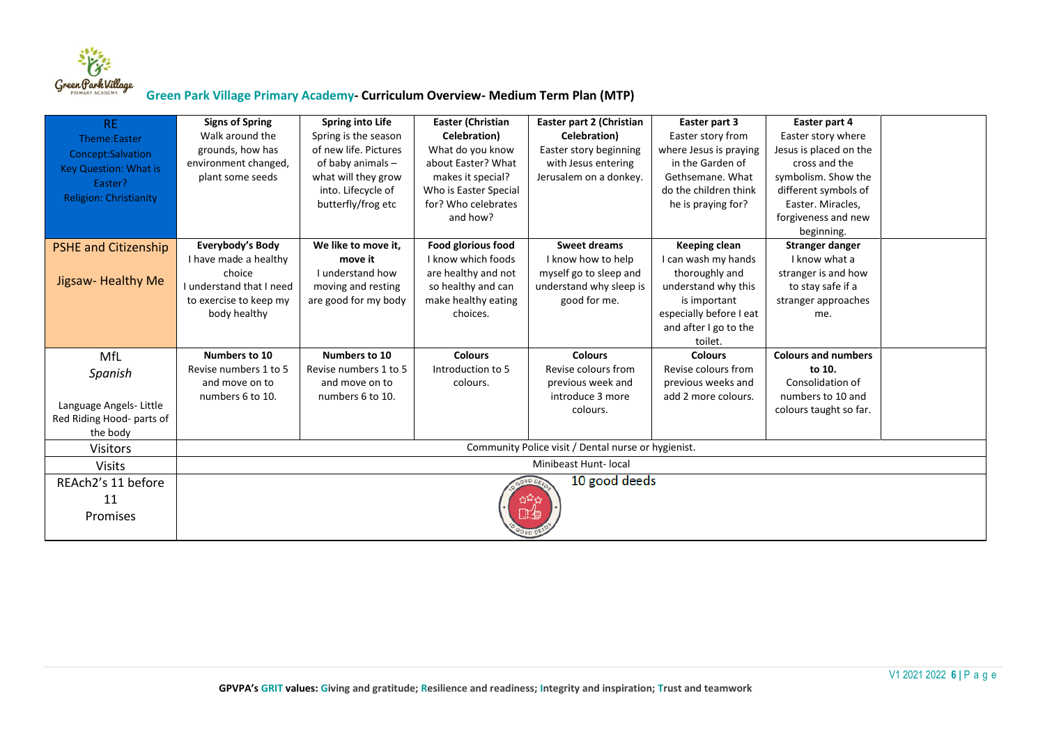## Green Park Village Primary Academy- Curriculum Overview- Medium Term Plan (MTP)

| | | | | | | | |
|---|---|---|---|---|---|---|---|
| RE<br>Theme:Easter<br>Concept:Salvation<br>Key Question: What is Easter?<br>Religion: Christianity | **Signs of Spring**<br>Walk around the grounds, how has environment changed, plant some seeds | **Spring into Life**<br>Spring is the season of new life. Pictures of baby animals – what will they grow into. Lifecycle of butterfly/frog etc | **Easter (Christian Celebration)**<br>What do you know about Easter? What makes it special? Who is Easter Special for? Who celebrates and how? | **Easter part 2 (Christian Celebration)**<br>Easter story beginning with Jesus entering Jerusalem on a donkey. | **Easter part 3**<br>Easter story from where Jesus is praying in the Garden of Gethsemane. What do the children think he is praying for? | **Easter part 4**<br>Easter story where Jesus is placed on the cross and the symbolism. Show the different symbols of Easter. Miracles, forgiveness and new beginning. | |
| PSHE and Citizenship<br><br>Jigsaw- Healthy Me | **Everybody's Body**<br>I have made a healthy choice<br>I understand that I need to exercise to keep my body healthy | **We like to move it, move it**<br>I understand how moving and resting are good for my body | **Food glorious food**<br>I know which foods are healthy and not so healthy and can make healthy eating choices. | **Sweet dreams**<br>I know how to help myself go to sleep and understand why sleep is good for me. | **Keeping clean**<br>I can wash my hands thoroughly and understand why this is important especially before I eat and after I go to the toilet. | **Stranger danger**<br>I know what a stranger is and how to stay safe if a stranger approaches me. | |
| MfL<br>*Spanish*<br><br>Language Angels- Little Red Riding Hood- parts of the body | **Numbers to 10**<br>Revise numbers 1 to 5 and move on to numbers 6 to 10. | **Numbers to 10**<br>Revise numbers 1 to 5 and move on to numbers 6 to 10. | **Colours**<br>Introduction to 5 colours. | **Colours**<br>Revise colours from previous week and introduce 3 more colours. | **Colours**<br>Revise colours from previous weeks and add 2 more colours. | **Colours and numbers to 10.**<br>Consolidation of numbers to 10 and colours taught so far. | |
| Visitors | Community Police visit / Dental nurse or hygienist. | | | | | | |
| Visits | Minibeast Hunt- local | | | | | | |
| REAch2's 11 before 11 Promises | 10 good deeds | | | | | | |

**GPVPA's GRIT values: Giving and gratitude; Resilience and readiness; Integrity and inspiration; Trust and teamwork**